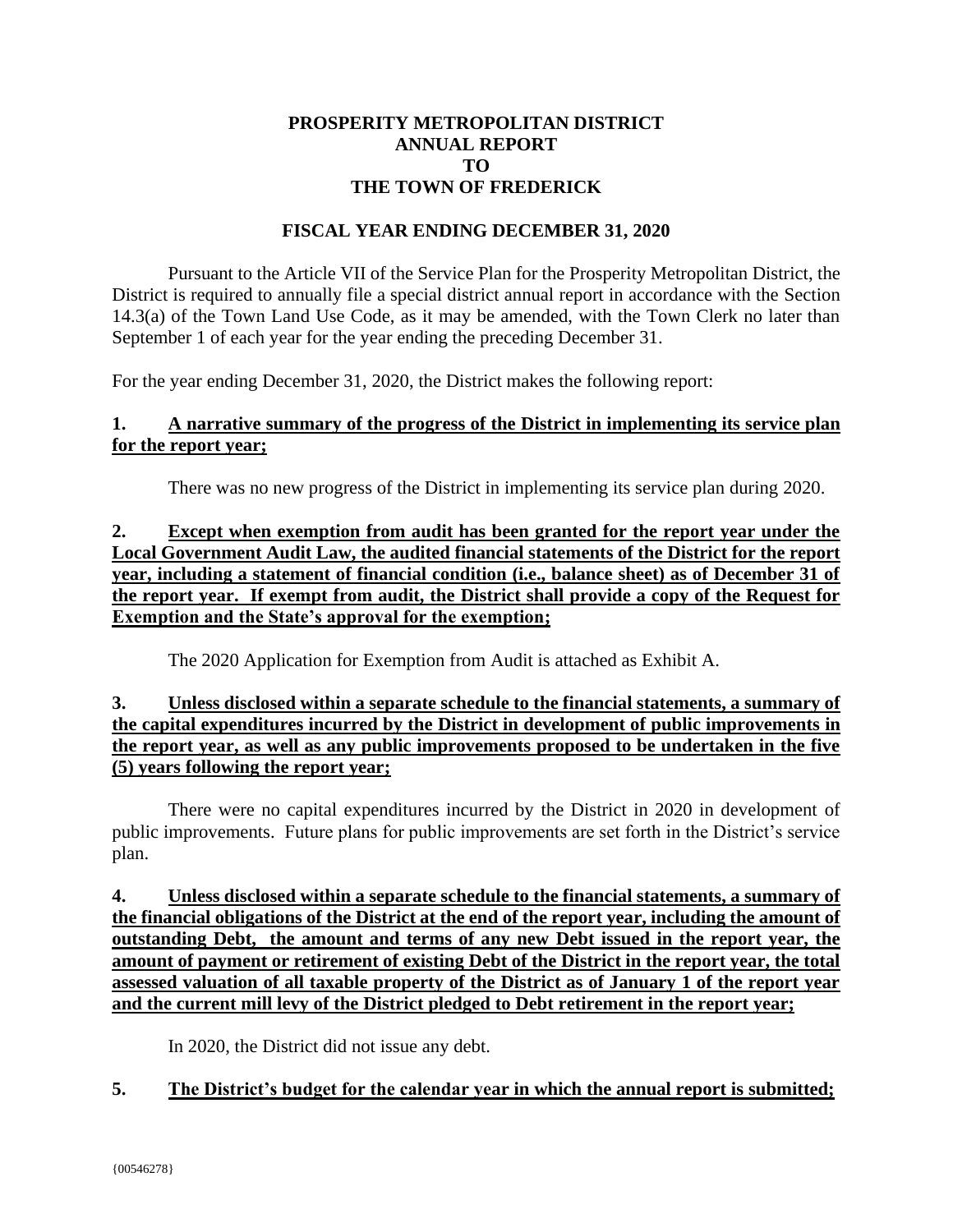# PROSPERITY METROPOLITAN DISTRICT
# ANNUAL REPORT
# TO
# THE TOWN OF FREDERICK

## FISCAL YEAR ENDING DECEMBER 31, 2020

Pursuant to the Article VII of the Service Plan for the Prosperity Metropolitan District, the District is required to annually file a special district annual report in accordance with the Section 14.3(a) of the Town Land Use Code, as it may be amended, with the Town Clerk no later than September 1 of each year for the year ending the preceding December 31.

For the year ending December 31, 2020, the District makes the following report:

**1. A narrative summary of the progress of the District in implementing its service plan for the report year;**

There was no new progress of the District in implementing its service plan during 2020.

**2. Except when exemption from audit has been granted for the report year under the Local Government Audit Law, the audited financial statements of the District for the report year, including a statement of financial condition (i.e., balance sheet) as of December 31 of the report year. If exempt from audit, the District shall provide a copy of the Request for Exemption and the State's approval for the exemption;**

The 2020 Application for Exemption from Audit is attached as Exhibit A.

**3. Unless disclosed within a separate schedule to the financial statements, a summary of the capital expenditures incurred by the District in development of public improvements in the report year, as well as any public improvements proposed to be undertaken in the five (5) years following the report year;**

There were no capital expenditures incurred by the District in 2020 in development of public improvements. Future plans for public improvements are set forth in the District's service plan.

**4. Unless disclosed within a separate schedule to the financial statements, a summary of the financial obligations of the District at the end of the report year, including the amount of outstanding Debt, the amount and terms of any new Debt issued in the report year, the amount of payment or retirement of existing Debt of the District in the report year, the total assessed valuation of all taxable property of the District as of January 1 of the report year and the current mill levy of the District pledged to Debt retirement in the report year;**

In 2020, the District did not issue any debt.

**5. The District's budget for the calendar year in which the annual report is submitted;**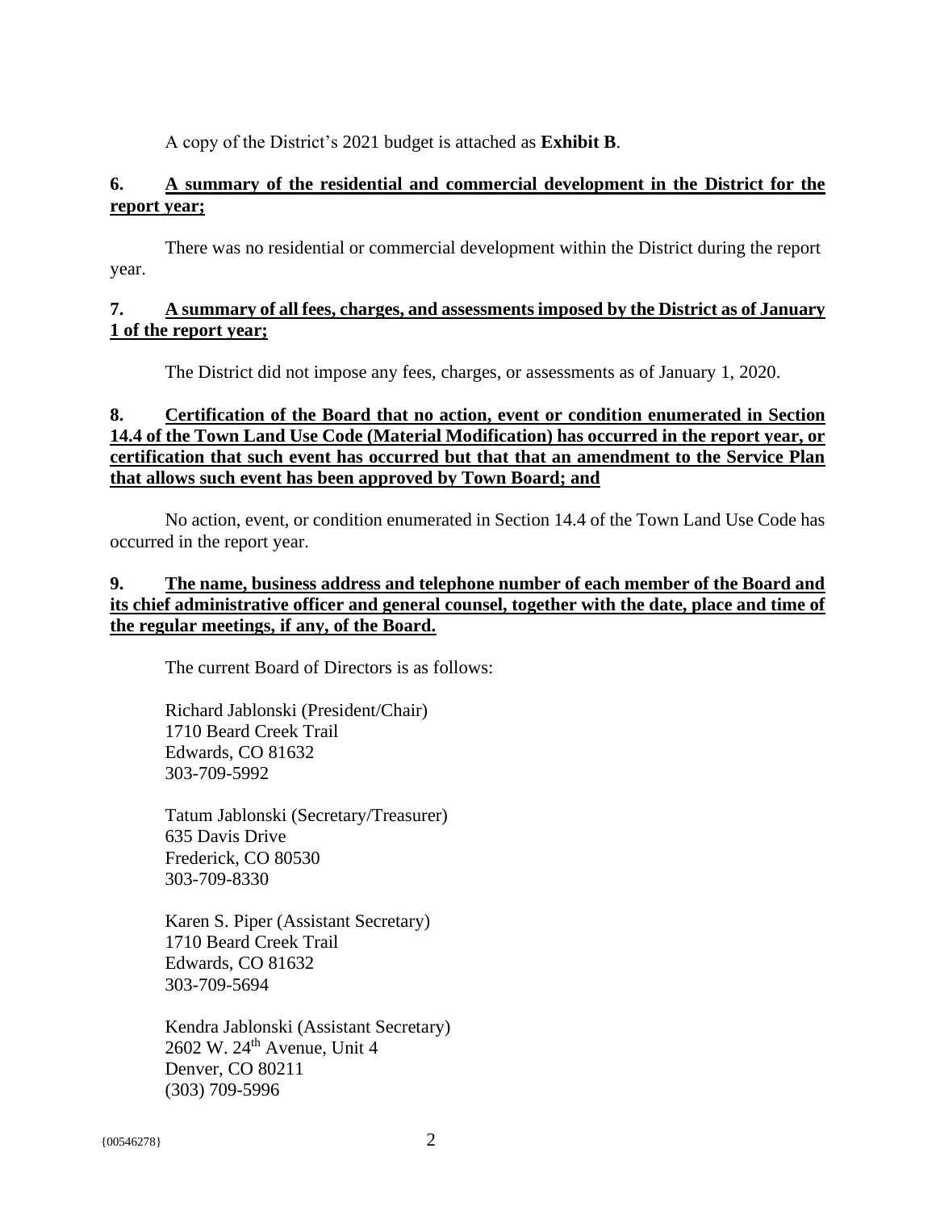A copy of the District's 2021 budget is attached as **Exhibit B**.

**6. A summary of the residential and commercial development in the District for the report year;**

There was no residential or commercial development within the District during the report year.

**7. A summary of all fees, charges, and assessments imposed by the District as of January 1 of the report year;**

The District did not impose any fees, charges, or assessments as of January 1, 2020.

**8. Certification of the Board that no action, event or condition enumerated in Section 14.4 of the Town Land Use Code (Material Modification) has occurred in the report year, or certification that such event has occurred but that that an amendment to the Service Plan that allows such event has been approved by Town Board; and**

No action, event, or condition enumerated in Section 14.4 of the Town Land Use Code has occurred in the report year.

**9. The name, business address and telephone number of each member of the Board and its chief administrative officer and general counsel, together with the date, place and time of the regular meetings, if any, of the Board.**

The current Board of Directors is as follows:

Richard Jablonski (President/Chair)
1710 Beard Creek Trail
Edwards, CO 81632
303-709-5992

Tatum Jablonski (Secretary/Treasurer)
635 Davis Drive
Frederick, CO 80530
303-709-8330

Karen S. Piper (Assistant Secretary)
1710 Beard Creek Trail
Edwards, CO 81632
303-709-5694

Kendra Jablonski (Assistant Secretary)
2602 W. 24th Avenue, Unit 4
Denver, CO 80211
(303) 709-5996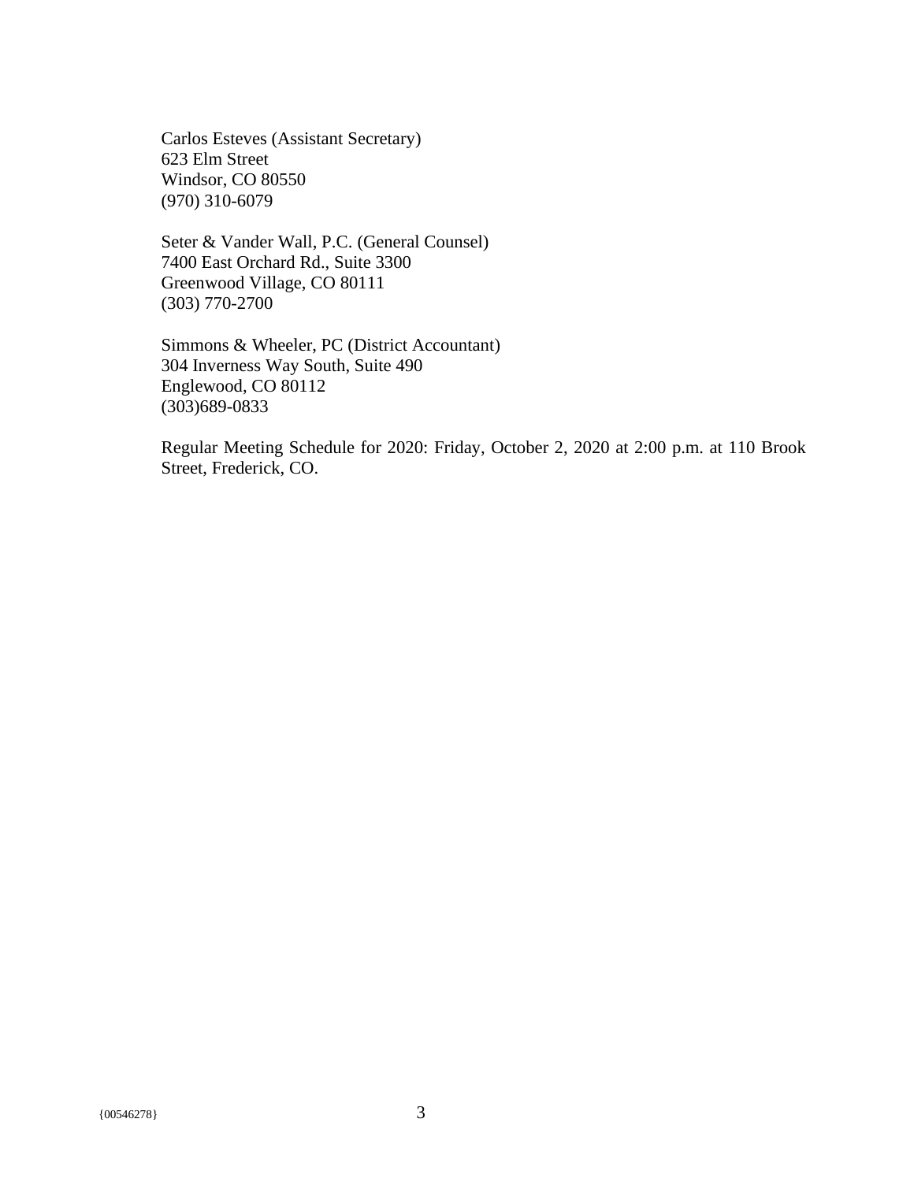Carlos Esteves (Assistant Secretary)
623 Elm Street
Windsor, CO 80550
(970) 310-6079

Seter & Vander Wall, P.C. (General Counsel)
7400 East Orchard Rd., Suite 3300
Greenwood Village, CO 80111
(303) 770-2700

Simmons & Wheeler, PC (District Accountant)
304 Inverness Way South, Suite 490
Englewood, CO 80112
(303)689-0833

Regular Meeting Schedule for 2020: Friday, October 2, 2020 at 2:00 p.m. at 110 Brook Street, Frederick, CO.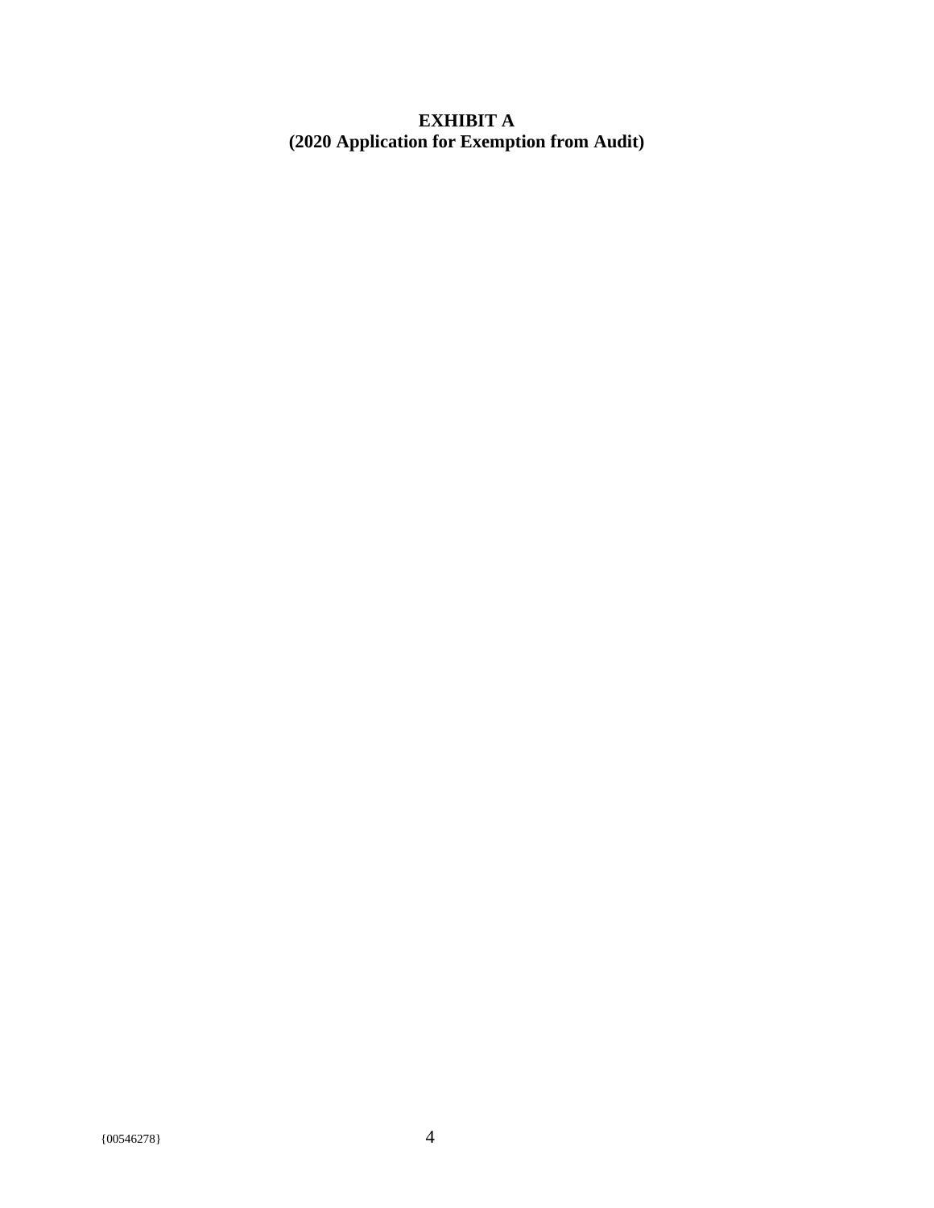**EXHIBIT A**
**(2020 Application for Exemption from Audit)**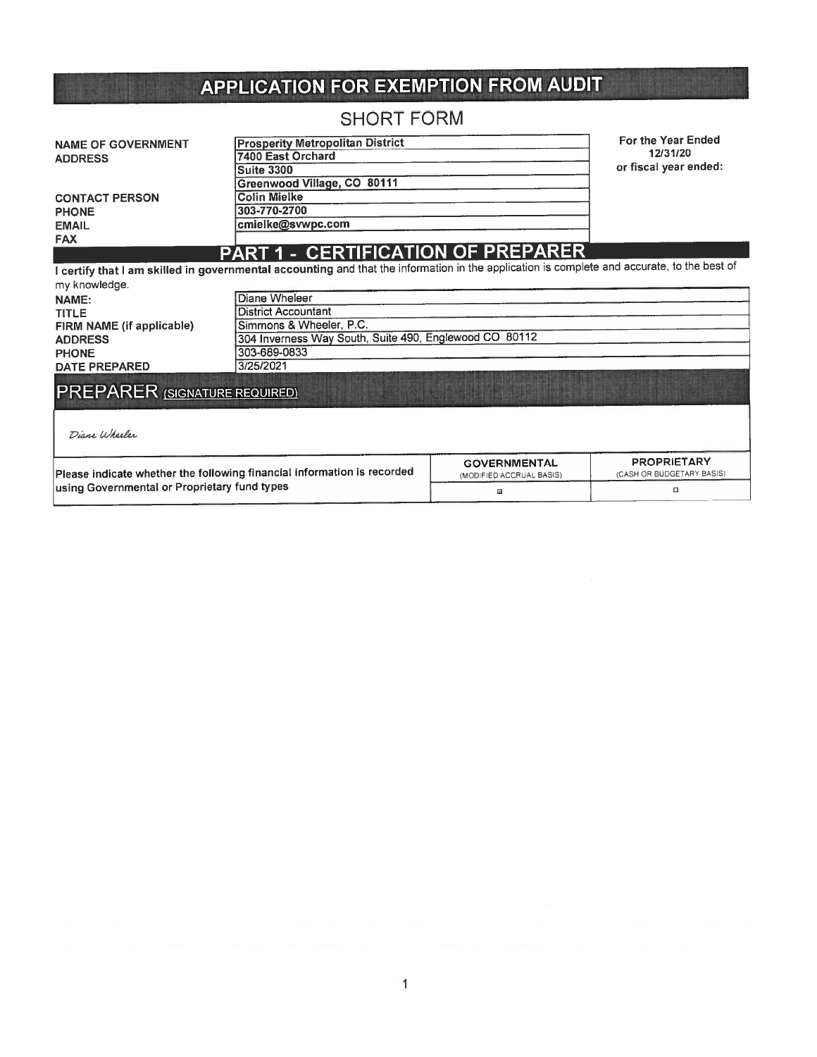# APPLICATION FOR EXEMPTION FROM AUDIT

## SHORT FORM

| | | |
|---|---|---|
| NAME OF GOVERNMENT | Prosperity Metropolitan District | For the Year Ended 12/31/20 or fiscal year ended: |
| ADDRESS | 7400 East Orchard | |
| | Suite 3300 | |
| | Greenwood Village, CO 80111 | |
| CONTACT PERSON | Colin Mielke | |
| PHONE | 303-770-2700 | |
| EMAIL | cmielke@svwpc.com | |
| FAX | | |

## PART 1 - CERTIFICATION OF PREPARER

**I certify that I am skilled in governmental accounting** and that the information in the application is complete and accurate, to the best of my knowledge.

| | |
|---|---|
| NAME: | Diane Wheleer |
| TITLE | District Accountant |
| FIRM NAME (if applicable) | Simmons & Wheeler, P.C. |
| ADDRESS | 304 Inverness Way South, Suite 490, Englewood CO 80112 |
| PHONE | 303-689-0833 |
| DATE PREPARED | 3/25/2021 |

## PREPARER (SIGNATURE REQUIRED)

*Diane Wheeler*

| | GOVERNMENTAL (MODIFIED ACCRUAL BASIS) | PROPRIETARY (CASH OR BUDGETARY BASIS) |
|---|---|---|
| Please indicate whether the following financial information is recorded using Governmental or Proprietary fund types | ☑ | ☐ |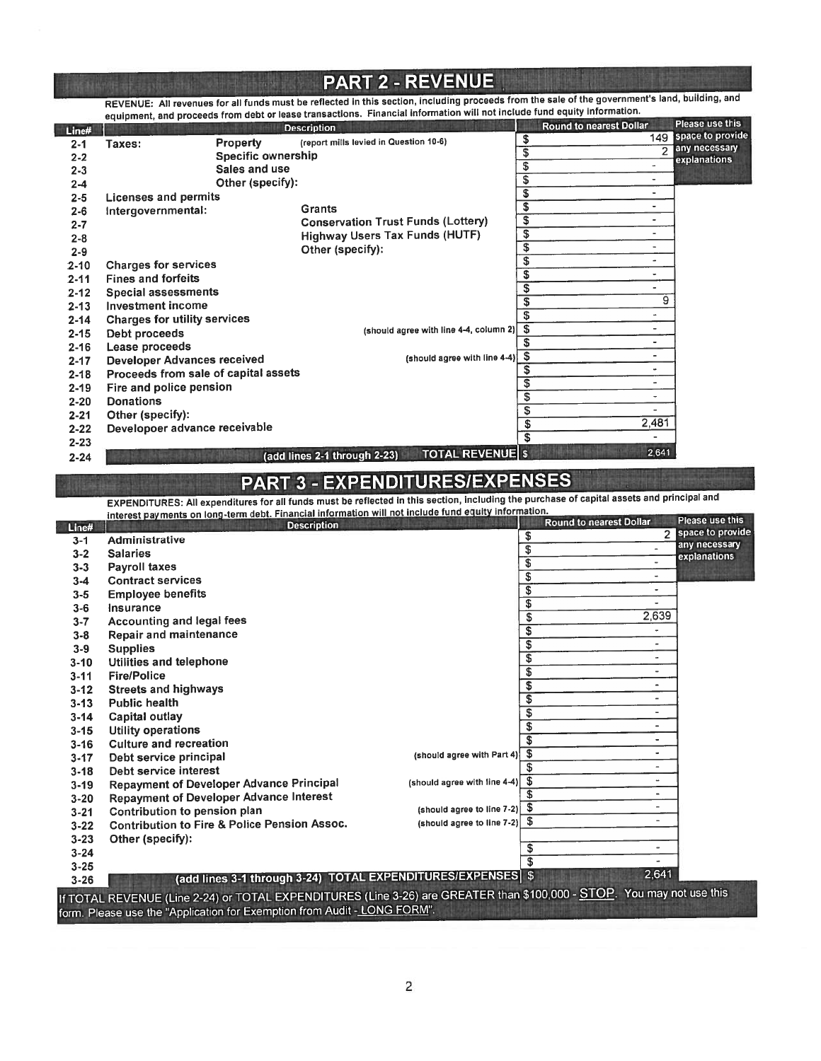# PART 2 - REVENUE

REVENUE: All revenues for all funds must be reflected in this section, including proceeds from the sale of the government's land, building, and equipment, and proceeds from debt or lease transactions. Financial information will not include fund equity information.

| Line# | Description | | | Round to nearest Dollar | Please use this space to provide any necessary explanations |
|---|---|---|---|---|---|
| 2-1 | Taxes: | Property | (report mills levied in Question 10-6) | $ 149 | |
| 2-2 | | Specific ownership | | $ 2 | |
| 2-3 | | Sales and use | | $ - | |
| 2-4 | | Other (specify): | | $ - | |
| 2-5 | Licenses and permits | | | $ - | |
| 2-6 | Intergovernmental: | | Grants | $ - | |
| 2-7 | | | Conservation Trust Funds (Lottery) | $ - | |
| 2-8 | | | Highway Users Tax Funds (HUTF) | $ - | |
| 2-9 | | | Other (specify): | $ - | |
| 2-10 | Charges for services | | | $ - | |
| 2-11 | Fines and forfeits | | | $ - | |
| 2-12 | Special assessments | | | $ - | |
| 2-13 | Investment income | | | $ 9 | |
| 2-14 | Charges for utility services | | | $ - | |
| 2-15 | Debt proceeds | | (should agree with line 4-4, column 2) | $ - | |
| 2-16 | Lease proceeds | | | $ - | |
| 2-17 | Developer Advances received | | (should agree with line 4-4) | $ - | |
| 2-18 | Proceeds from sale of capital assets | | | $ - | |
| 2-19 | Fire and police pension | | | $ - | |
| 2-20 | Donations | | | $ - | |
| 2-21 | Other (specify): | | | $ - | |
| 2-22 | Developoer advance receivable | | | $ 2,481 | |
| 2-23 | | | | $ - | |
| 2-24 | | | (add lines 2-1 through 2-23) TOTAL REVENUE | $ 2,641 | |

# PART 3 - EXPENDITURES/EXPENSES

EXPENDITURES: All expenditures for all funds must be reflected in this section, including the purchase of capital assets and principal and interest payments on long-term debt. Financial information will not include fund equity information.

| Line# | Description | | Round to nearest Dollar | Please use this space to provide any necessary explanations |
|---|---|---|---|---|
| 3-1 | Administrative | | $ 2 | |
| 3-2 | Salaries | | $ - | |
| 3-3 | Payroll taxes | | $ - | |
| 3-4 | Contract services | | $ - | |
| 3-5 | Employee benefits | | $ - | |
| 3-6 | Insurance | | $ - | |
| 3-7 | Accounting and legal fees | | $ 2,639 | |
| 3-8 | Repair and maintenance | | $ - | |
| 3-9 | Supplies | | $ - | |
| 3-10 | Utilities and telephone | | $ - | |
| 3-11 | Fire/Police | | $ - | |
| 3-12 | Streets and highways | | $ - | |
| 3-13 | Public health | | $ - | |
| 3-14 | Capital outlay | | $ - | |
| 3-15 | Utility operations | | $ - | |
| 3-16 | Culture and recreation | | $ - | |
| 3-17 | Debt service principal | (should agree with Part 4) | $ - | |
| 3-18 | Debt service interest | | $ - | |
| 3-19 | Repayment of Developer Advance Principal | (should agree with line 4-4) | $ - | |
| 3-20 | Repayment of Developer Advance Interest | | $ - | |
| 3-21 | Contribution to pension plan | (should agree to line 7-2) | $ - | |
| 3-22 | Contribution to Fire & Police Pension Assoc. | (should agree to line 7-2) | $ - | |
| 3-23 | Other (specify): | | | |
| 3-24 | | | $ - | |
| 3-25 | | | $ - | |
| 3-26 | (add lines 3-1 through 3-24) TOTAL EXPENDITURES/EXPENSES | | $ 2,641 | |

If TOTAL REVENUE (Line 2-24) or TOTAL EXPENDITURES (Line 3-26) are GREATER than $100,000 - STOP. You may not use this form. Please use the "Application for Exemption from Audit - LONG FORM".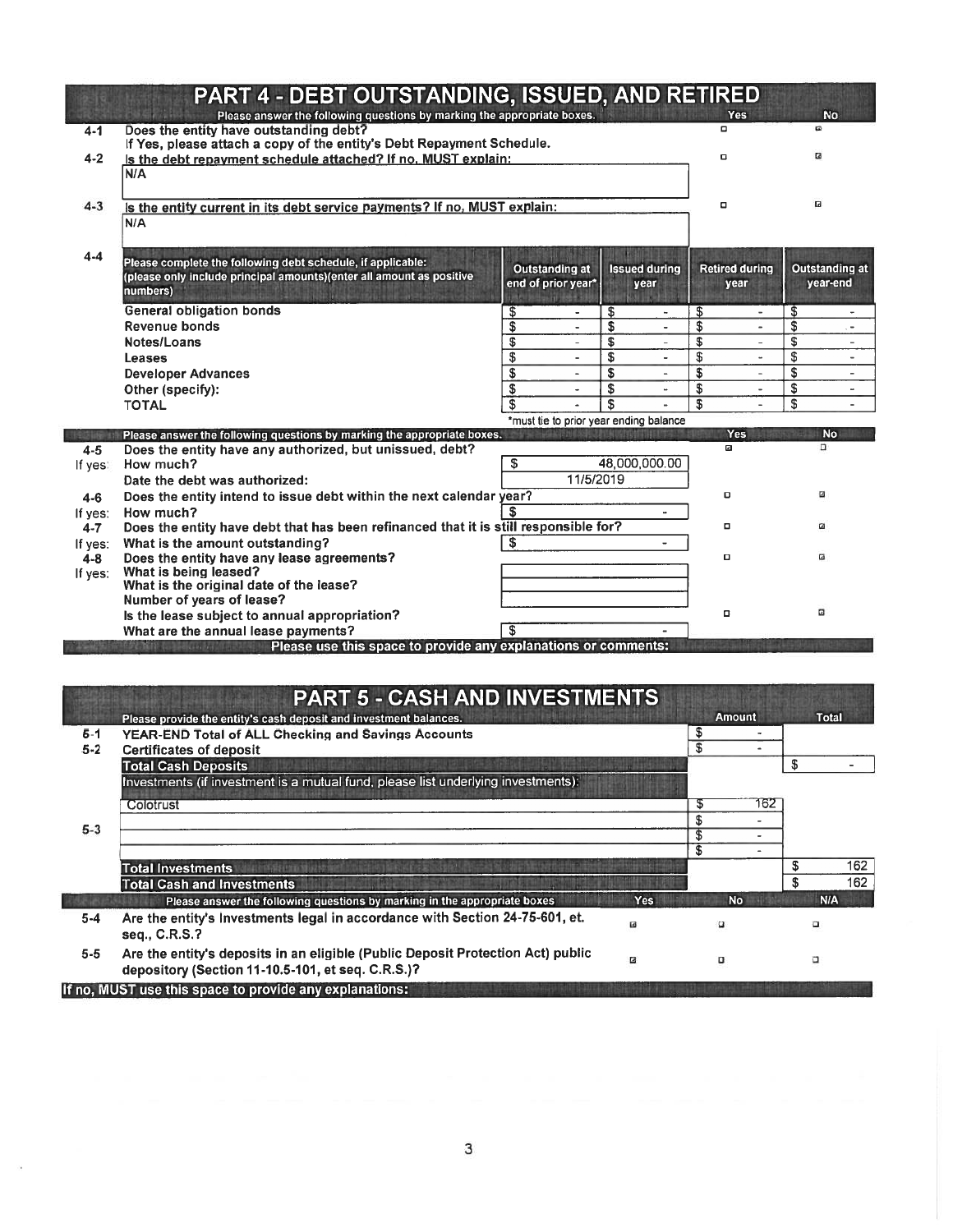# PART 4 - DEBT OUTSTANDING, ISSUED, AND RETIRED

| | Please answer the following questions by marking the appropriate boxes. | Yes | No |
|---|---|---|---|
| 4-1 | Does the entity have outstanding debt? If Yes, please attach a copy of the entity's Debt Repayment Schedule. | ☐ | ☑ |
| 4-2 | Is the debt repayment schedule attached? If no, MUST explain: N/A | ☐ | ☑ |
| 4-3 | Is the entity current in its debt service payments? If no, MUST explain: N/A | ☐ | ☑ |

**4-4** Please complete the following debt schedule, if applicable: (please only include principal amounts)(enter all amount as positive numbers)

| | Outstanding at end of prior year* | Issued during year | Retired during year | Outstanding at year-end |
|---|---|---|---|---|
| General obligation bonds | $ - | $ - | $ - | $ - |
| Revenue bonds | $ - | $ - | $ - | $ - |
| Notes/Loans | $ - | $ - | $ - | $ - |
| Leases | $ - | $ - | $ - | $ - |
| Developer Advances | $ - | $ - | $ - | $ - |
| Other (specify): | $ - | $ - | $ - | $ - |
| TOTAL | $ - | $ - | $ - | $ - |

*must tie to prior year ending balance

| | Please answer the following questions by marking the appropriate boxes. | | Yes | No |
|---|---|---|---|---|
| 4-5 | Does the entity have any authorized, but unissued, debt? | | ☑ | ☐ |
| If yes: | How much? | $ 48,000,000.00 | | |
| | Date the debt was authorized: | 11/5/2019 | | |
| 4-6 | Does the entity intend to issue debt within the next calendar year? | | ☐ | ☑ |
| If yes: | How much? | $ - | | |
| 4-7 | Does the entity have debt that has been refinanced that it is still responsible for? | | ☐ | ☑ |
| If yes: | What is the amount outstanding? | $ - | | |
| 4-8 | Does the entity have any lease agreements? | | ☐ | ☑ |
| If yes: | What is being leased? | | | |
| | What is the original date of the lease? | | | |
| | Number of years of lease? | | | |
| | Is the lease subject to annual appropriation? | | ☐ | ☑ |
| | What are the annual lease payments? | $ - | | |

**Please use this space to provide any explanations or comments:**

# PART 5 - CASH AND INVESTMENTS

| | Please provide the entity's cash deposit and investment balances. | Amount | Total |
|---|---|---|---|
| 5-1 | YEAR-END Total of ALL Checking and Savings Accounts | $ - | |
| 5-2 | Certificates of deposit | $ - | |
| | **Total Cash Deposits** | | $ - |
| | Investments (if investment is a mutual fund, please list underlying investments): | | |
| 5-3 | Colotrust | $ 162 | |
| | | $ - | |
| | | $ - | |
| | | $ - | |
| | **Total Investments** | | $ 162 |
| | **Total Cash and Investments** | | $ 162 |

| | Please answer the following questions by marking in the appropriate boxes | Yes | No | N/A |
|---|---|---|---|---|
| 5-4 | Are the entity's investments legal in accordance with Section 24-75-601, et. seq., C.R.S.? | ☑ | ☐ | ☐ |
| 5-5 | Are the entity's deposits in an eligible (Public Deposit Protection Act) public depository (Section 11-10.5-101, et seq. C.R.S.)? | ☑ | ☐ | ☐ |

**If no, MUST use this space to provide any explanations:**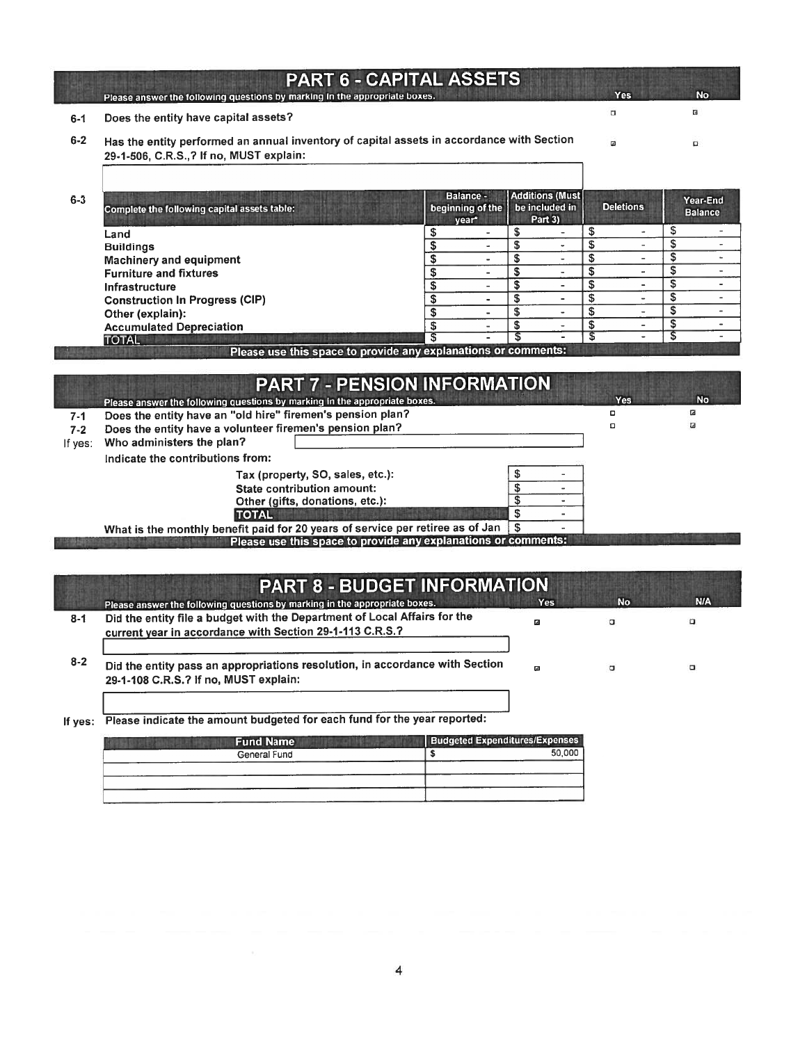## PART 6 - CAPITAL ASSETS

Please answer the following questions by marking in the appropriate boxes.

| | | Yes | No |
|---|---|---|---|
| 6-1 | Does the entity have capital assets? | ☐ | ☒ |
| 6-2 | Has the entity performed an annual inventory of capital assets in accordance with Section 29-1-506, C.R.S.,? If no, MUST explain: | ☒ | ☐ |

6-3

| Complete the following capital assets table: | Balance - beginning of the year* | Additions (Must be included in Part 3) | Deletions | Year-End Balance |
|---|---|---|---|---|
| Land | $ - | $ - | $ - | $ - |
| Buildings | $ - | $ - | $ - | $ - |
| Machinery and equipment | $ - | $ - | $ - | $ - |
| Furniture and fixtures | $ - | $ - | $ - | $ - |
| Infrastructure | $ - | $ - | $ - | $ - |
| Construction In Progress (CIP) | $ - | $ - | $ - | $ - |
| Other (explain): | $ - | $ - | $ - | $ - |
| Accumulated Depreciation | $ - | $ - | $ - | $ - |
| TOTAL | $ - | $ - | $ - | $ - |

Please use this space to provide any explanations or comments:

## PART 7 - PENSION INFORMATION

Please answer the following questions by marking in the appropriate boxes.

| | | Yes | No |
|---|---|---|---|
| 7-1 | Does the entity have an "old hire" firemen's pension plan? | ☐ | ☒ |
| 7-2 | Does the entity have a volunteer firemen's pension plan? | ☐ | ☒ |

If yes: Who administers the plan?

Indicate the contributions from:

| | |
|---|---|
| Tax (property, SO, sales, etc.): | $ - |
| State contribution amount: | $ - |
| Other (gifts, donations, etc.): | $ - |
| TOTAL | $ - |

What is the monthly benefit paid for 20 years of service per retiree as of Jan $ -

Please use this space to provide any explanations or comments:

## PART 8 - BUDGET INFORMATION

Please answer the following questions by marking in the appropriate boxes.

| | | Yes | No | N/A |
|---|---|---|---|---|
| 8-1 | Did the entity file a budget with the Department of Local Affairs for the current year in accordance with Section 29-1-113 C.R.S.? | ☒ | ☐ | ☐ |
| 8-2 | Did the entity pass an appropriations resolution, in accordance with Section 29-1-108 C.R.S.? If no, MUST explain: | ☒ | ☐ | ☐ |

If yes: Please indicate the amount budgeted for each fund for the year reported:

| Fund Name | Budgeted Expenditures/Expenses |
|---|---|
| General Fund | $ 50,000 |
| | |
| | |
| | |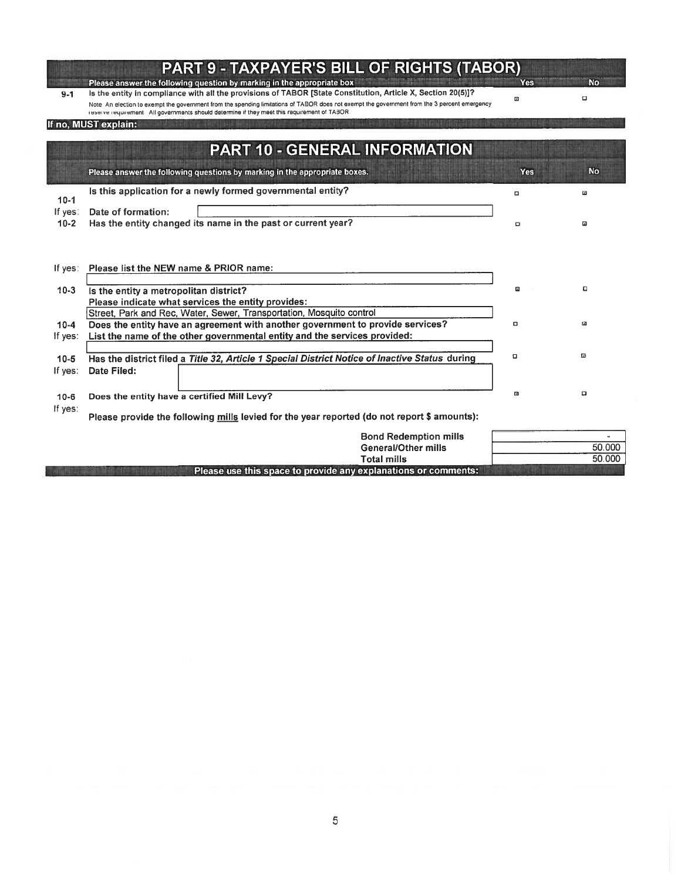## PART 9 - TAXPAYER'S BILL OF RIGHTS (TABOR)

| | Please answer the following question by marking in the appropriate box | Yes | No |
|---|---|---|---|
| 9-1 | Is the entity in compliance with all the provisions of TABOR [State Constitution, Article X, Section 20(5)]? <br> Note: An election to exempt the government from the spending limitations of TABOR does not exempt the government from the 3 percent emergency reserve requirement. All governments should determine if they meet this requirement of TABOR. | ☑ | ☐ |

**If no, MUST explain:**

## PART 10 - GENERAL INFORMATION

| | Please answer the following questions by marking in the appropriate boxes. | Yes | No |
|---|---|---|---|
| 10-1 | Is this application for a newly formed governmental entity? | ☐ | ☑ |
| If yes: | Date of formation: | | |
| 10-2 | Has the entity changed its name in the past or current year? | ☐ | ☑ |
| If yes: | Please list the NEW name & PRIOR name: | | |
| 10-3 | Is the entity a metropolitan district? <br> Please indicate what services the entity provides: <br> Street, Park and Rec, Water, Sewer, Transportation, Mosquito control | ☑ | ☐ |
| 10-4 | Does the entity have an agreement with another government to provide services? | ☐ | ☑ |
| If yes: | List the name of the other governmental entity and the services provided: | | |
| 10-5 | Has the district filed a *Title 32, Article 1 Special District Notice of Inactive Status* during | ☐ | ☑ |
| If yes: | Date Filed: | | |
| 10-6 | Does the entity have a certified Mill Levy? | ☑ | ☐ |
| If yes: | Please provide the following mills levied for the year reported (do not report $ amounts): | | |

| | |
|---|---|
| Bond Redemption mills | - |
| General/Other mills | 50.000 |
| Total mills | 50.000 |

**Please use this space to provide any explanations or comments:**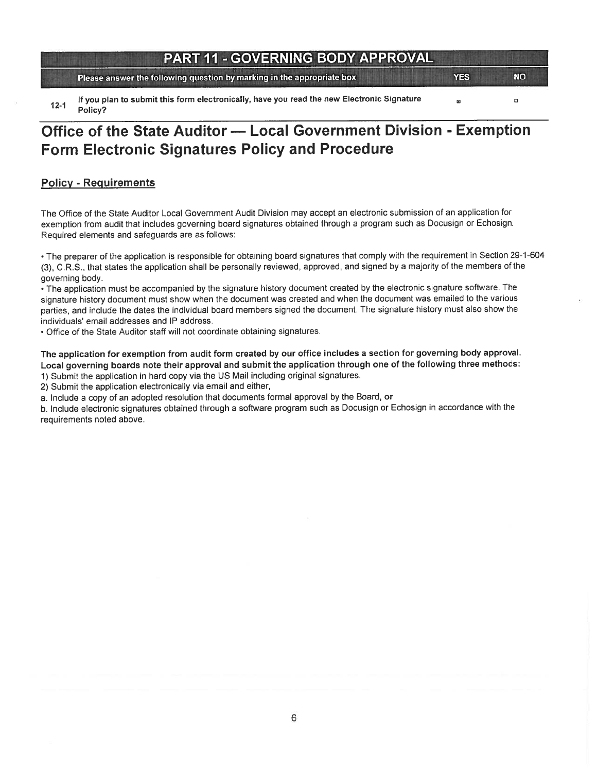## PART 11 - GOVERNING BODY APPROVAL

| | Please answer the following question by marking in the appropriate box | YES | NO |
|---|---|---|---|
| 12-1 | If you plan to submit this form electronically, have you read the new Electronic Signature Policy? | ☒ | ☐ |

# Office of the State Auditor — Local Government Division - Exemption Form Electronic Signatures Policy and Procedure

## Policy - Requirements

The Office of the State Auditor Local Government Audit Division may accept an electronic submission of an application for exemption from audit that includes governing board signatures obtained through a program such as Docusign or Echosign. Required elements and safeguards are as follows:

- The preparer of the application is responsible for obtaining board signatures that comply with the requirement in Section 29-1-604 (3), C.R.S., that states the application shall be personally reviewed, approved, and signed by a majority of the members of the governing body.
- The application must be accompanied by the signature history document created by the electronic signature software. The signature history document must show when the document was created and when the document was emailed to the various parties, and include the dates the individual board members signed the document. The signature history must also show the individuals' email addresses and IP address.
- Office of the State Auditor staff will not coordinate obtaining signatures.

**The application for exemption from audit form created by our office includes a section for governing body approval. Local governing boards note their approval and submit the application through one of the following three methods:**

1) Submit the application in hard copy via the US Mail including original signatures.
2) Submit the application electronically via email and either,

a. Include a copy of an adopted resolution that documents formal approval by the Board, **or**

b. Include electronic signatures obtained through a software program such as Docusign or Echosign in accordance with the requirements noted above.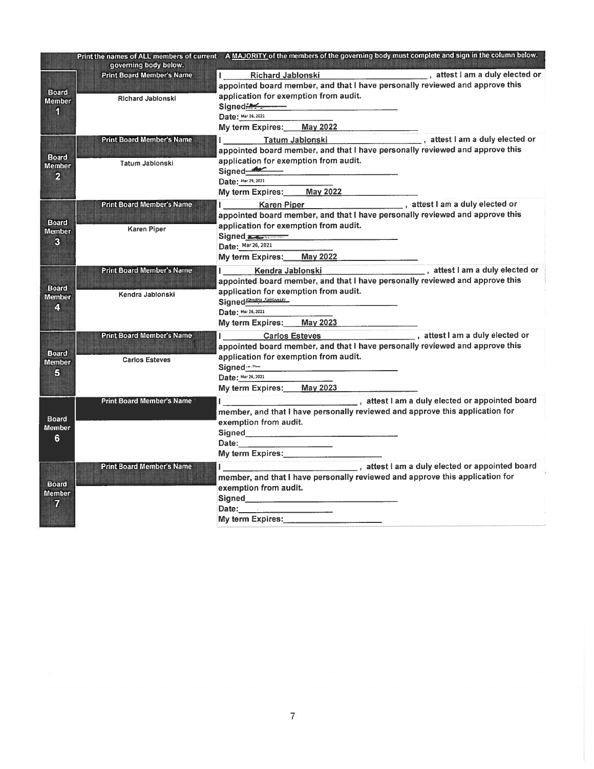| | Print the names of ALL members of current governing body below. | A MAJORITY of the members of the governing body must complete and sign in the column below. |
|---|---|---|
| Board Member 1 | Print Board Member's Name<br><br>Richard Jablonski | I Richard Jablonski, attest I am a duly elected or appointed board member, and that I have personally reviewed and approve this application for exemption from audit.<br>Signed: [signature]<br>Date: Mar 26, 2021<br>My term Expires: May 2022 |
| Board Member 2 | Print Board Member's Name<br><br>Tatum Jablonski | I Tatum Jablonski, attest I am a duly elected or appointed board member, and that I have personally reviewed and approve this application for exemption from audit.<br>Signed: [signature]<br>Date: Mar 29, 2021<br>My term Expires: May 2022 |
| Board Member 3 | Print Board Member's Name<br><br>Karen Piper | I Karen Piper, attest I am a duly elected or appointed board member, and that I have personally reviewed and approve this application for exemption from audit.<br>Signed: [signature]<br>Date: Mar 26, 2021<br>My term Expires: May 2022 |
| Board Member 4 | Print Board Member's Name<br><br>Kendra Jablonski | I Kendra Jablonski, attest I am a duly elected or appointed board member, and that I have personally reviewed and approve this application for exemption from audit.<br>Signed: Kendra Jablonski<br>Date: Mar 26, 2021<br>My term Expires: May 2023 |
| Board Member 5 | Print Board Member's Name<br><br>Carlos Esteves | I Carlos Esteves, attest I am a duly elected or appointed board member, and that I have personally reviewed and approve this application for exemption from audit.<br>Signed: [signature]<br>Date: Mar 26, 2021<br>My term Expires: May 2023 |
| Board Member 6 | Print Board Member's Name | I ____________, attest I am a duly elected or appointed board member, and that I have personally reviewed and approve this application for exemption from audit.<br>Signed ____________<br>Date: ____________<br>My term Expires: ____________ |
| Board Member 7 | Print Board Member's Name | I ____________, attest I am a duly elected or appointed board member, and that I have personally reviewed and approve this application for exemption from audit.<br>Signed ____________<br>Date: ____________<br>My term Expires: ____________ |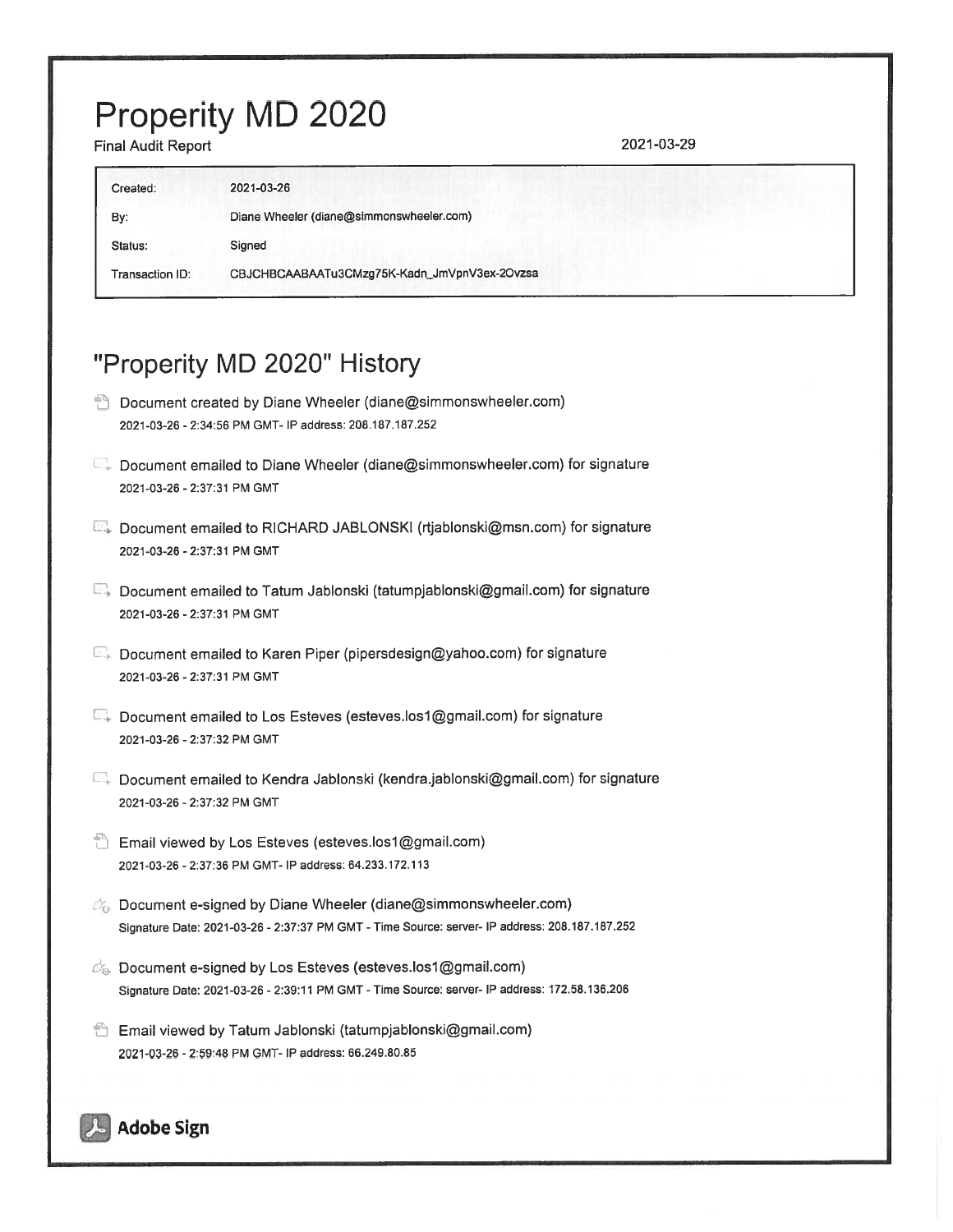# Properity MD 2020

Final Audit Report 2021-03-29

| | |
|---|---|
| Created: | 2021-03-26 |
| By: | Diane Wheeler (diane@simmonswheeler.com) |
| Status: | Signed |
| Transaction ID: | CBJCHBCAABAATu3CMzg75K-Kadn_JmVpnV3ex-2Ovzsa |

## "Properity MD 2020" History

- Document created by Diane Wheeler (diane@simmonswheeler.com)
  2021-03-26 - 2:34:56 PM GMT- IP address: 208.187.187.252

- Document emailed to Diane Wheeler (diane@simmonswheeler.com) for signature
  2021-03-26 - 2:37:31 PM GMT

- Document emailed to RICHARD JABLONSKI (rtjablonski@msn.com) for signature
  2021-03-26 - 2:37:31 PM GMT

- Document emailed to Tatum Jablonski (tatumpjablonski@gmail.com) for signature
  2021-03-26 - 2:37:31 PM GMT

- Document emailed to Karen Piper (pipersdesign@yahoo.com) for signature
  2021-03-26 - 2:37:31 PM GMT

- Document emailed to Los Esteves (esteves.los1@gmail.com) for signature
  2021-03-26 - 2:37:32 PM GMT

- Document emailed to Kendra Jablonski (kendra.jablonski@gmail.com) for signature
  2021-03-26 - 2:37:32 PM GMT

- Email viewed by Los Esteves (esteves.los1@gmail.com)
  2021-03-26 - 2:37:36 PM GMT- IP address: 64.233.172.113

- Document e-signed by Diane Wheeler (diane@simmonswheeler.com)
  Signature Date: 2021-03-26 - 2:37:37 PM GMT - Time Source: server- IP address: 208.187.187.252

- Document e-signed by Los Esteves (esteves.los1@gmail.com)
  Signature Date: 2021-03-26 - 2:39:11 PM GMT - Time Source: server- IP address: 172.58.136.206

- Email viewed by Tatum Jablonski (tatumpjablonski@gmail.com)
  2021-03-26 - 2:59:48 PM GMT- IP address: 66.249.80.85

Adobe Sign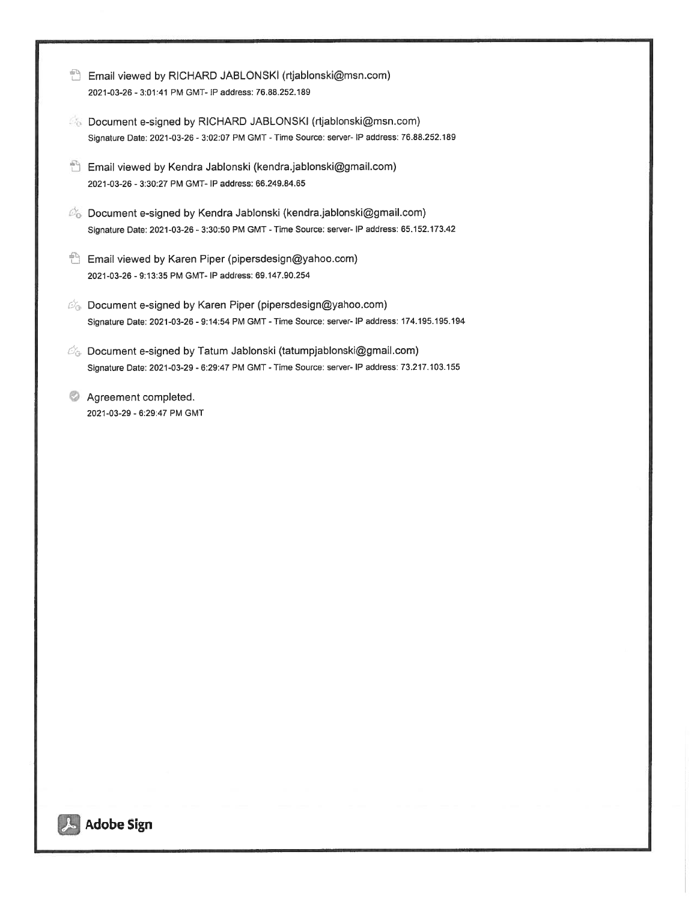Email viewed by RICHARD JABLONSKI (rtjablonski@msn.com)
2021-03-26 - 3:01:41 PM GMT- IP address: 76.88.252.189

Document e-signed by RICHARD JABLONSKI (rtjablonski@msn.com)
Signature Date: 2021-03-26 - 3:02:07 PM GMT - Time Source: server- IP address: 76.88.252.189

Email viewed by Kendra Jablonski (kendra.jablonski@gmail.com)
2021-03-26 - 3:30:27 PM GMT- IP address: 66.249.84.65

Document e-signed by Kendra Jablonski (kendra.jablonski@gmail.com)
Signature Date: 2021-03-26 - 3:30:50 PM GMT - Time Source: server- IP address: 65.152.173.42

Email viewed by Karen Piper (pipersdesign@yahoo.com)
2021-03-26 - 9:13:35 PM GMT- IP address: 69.147.90.254

Document e-signed by Karen Piper (pipersdesign@yahoo.com)
Signature Date: 2021-03-26 - 9:14:54 PM GMT - Time Source: server- IP address: 174.195.195.194

Document e-signed by Tatum Jablonski (tatumpjablonski@gmail.com)
Signature Date: 2021-03-29 - 6:29:47 PM GMT - Time Source: server- IP address: 73.217.103.155

Agreement completed.
2021-03-29 - 6:29:47 PM GMT

Adobe Sign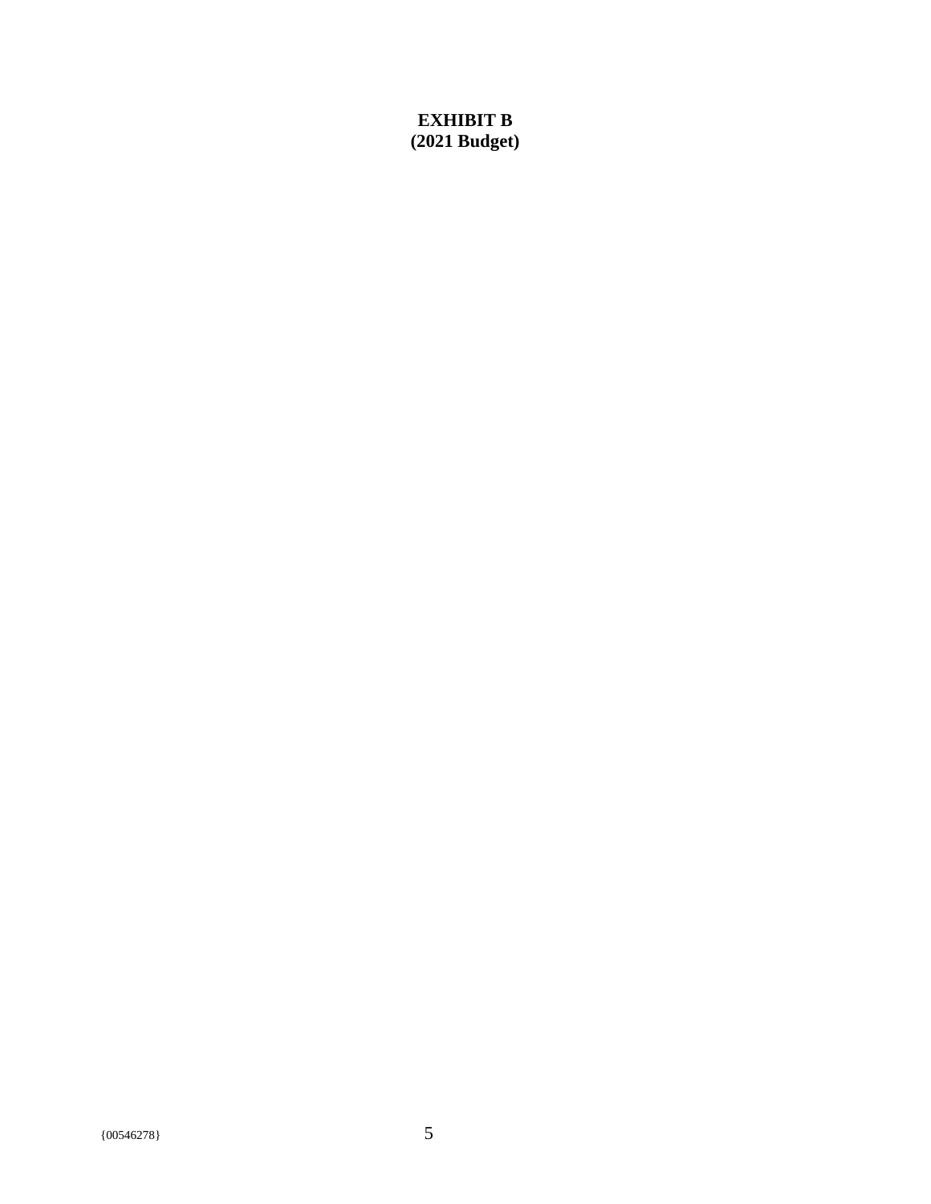**EXHIBIT B**
**(2021 Budget)**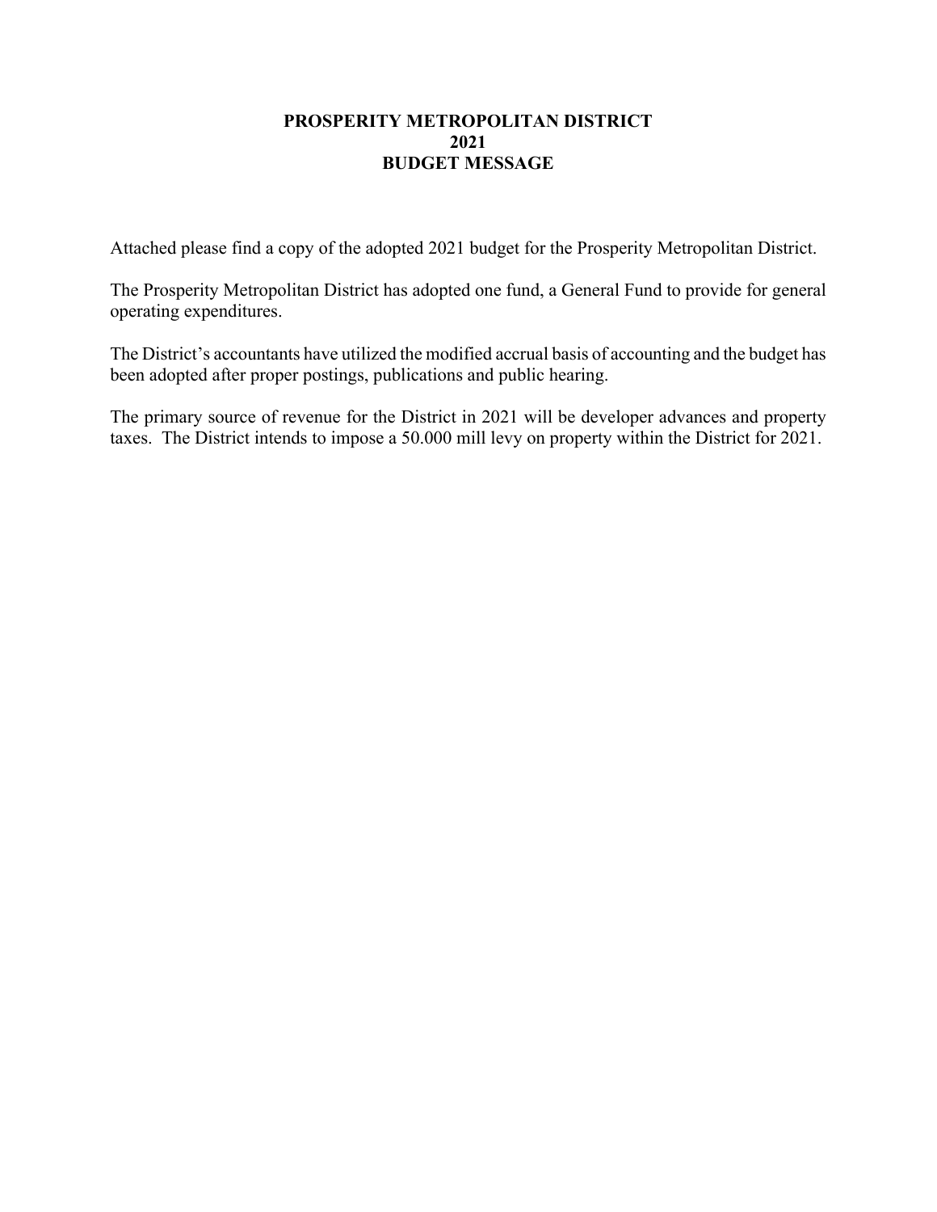# PROSPERITY METROPOLITAN DISTRICT
# 2021
# BUDGET MESSAGE

Attached please find a copy of the adopted 2021 budget for the Prosperity Metropolitan District.

The Prosperity Metropolitan District has adopted one fund, a General Fund to provide for general operating expenditures.

The District's accountants have utilized the modified accrual basis of accounting and the budget has been adopted after proper postings, publications and public hearing.

The primary source of revenue for the District in 2021 will be developer advances and property taxes. The District intends to impose a 50.000 mill levy on property within the District for 2021.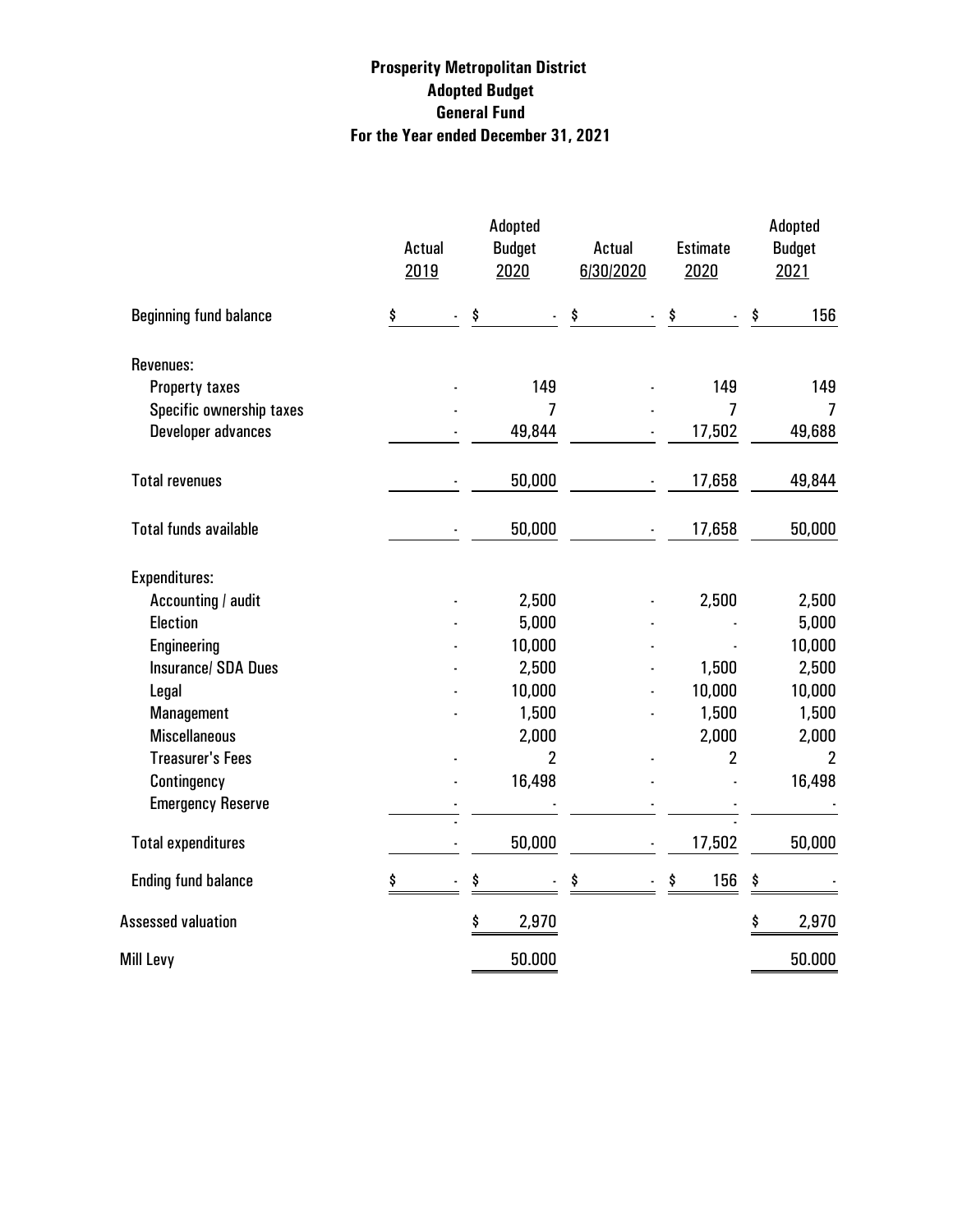**Prosperity Metropolitan District**
**Adopted Budget**
**General Fund**
**For the Year ended December 31, 2021**

| | Actual 2019 | Adopted Budget 2020 | Actual 6/30/2020 | Estimate 2020 | Adopted Budget 2021 |
|---|---|---|---|---|---|
| Beginning fund balance | $ - | $ - | $ - | $ - | $ 156 |
| Revenues: | | | | | |
| Property taxes | - | 149 | - | 149 | 149 |
| Specific ownership taxes | - | 7 | - | 7 | 7 |
| Developer advances | - | 49,844 | - | 17,502 | 49,688 |
| Total revenues | - | 50,000 | - | 17,658 | 49,844 |
| Total funds available | - | 50,000 | - | 17,658 | 50,000 |
| Expenditures: | | | | | |
| Accounting / audit | - | 2,500 | - | 2,500 | 2,500 |
| Election | - | 5,000 | - | - | 5,000 |
| Engineering | - | 10,000 | - | - | 10,000 |
| Insurance/ SDA Dues | - | 2,500 | - | 1,500 | 2,500 |
| Legal | - | 10,000 | - | 10,000 | 10,000 |
| Management | - | 1,500 | - | 1,500 | 1,500 |
| Miscellaneous | | 2,000 | | 2,000 | 2,000 |
| Treasurer's Fees | - | 2 | - | 2 | 2 |
| Contingency | - | 16,498 | - | - | 16,498 |
| Emergency Reserve | - | - | - | - | - |
| Total expenditures | - | 50,000 | - | 17,502 | 50,000 |
| Ending fund balance | $ - | $ - | $ - | $ 156 | $ - |
| Assessed valuation | | $ 2,970 | | | $ 2,970 |
| Mill Levy | | 50.000 | | | 50.000 |